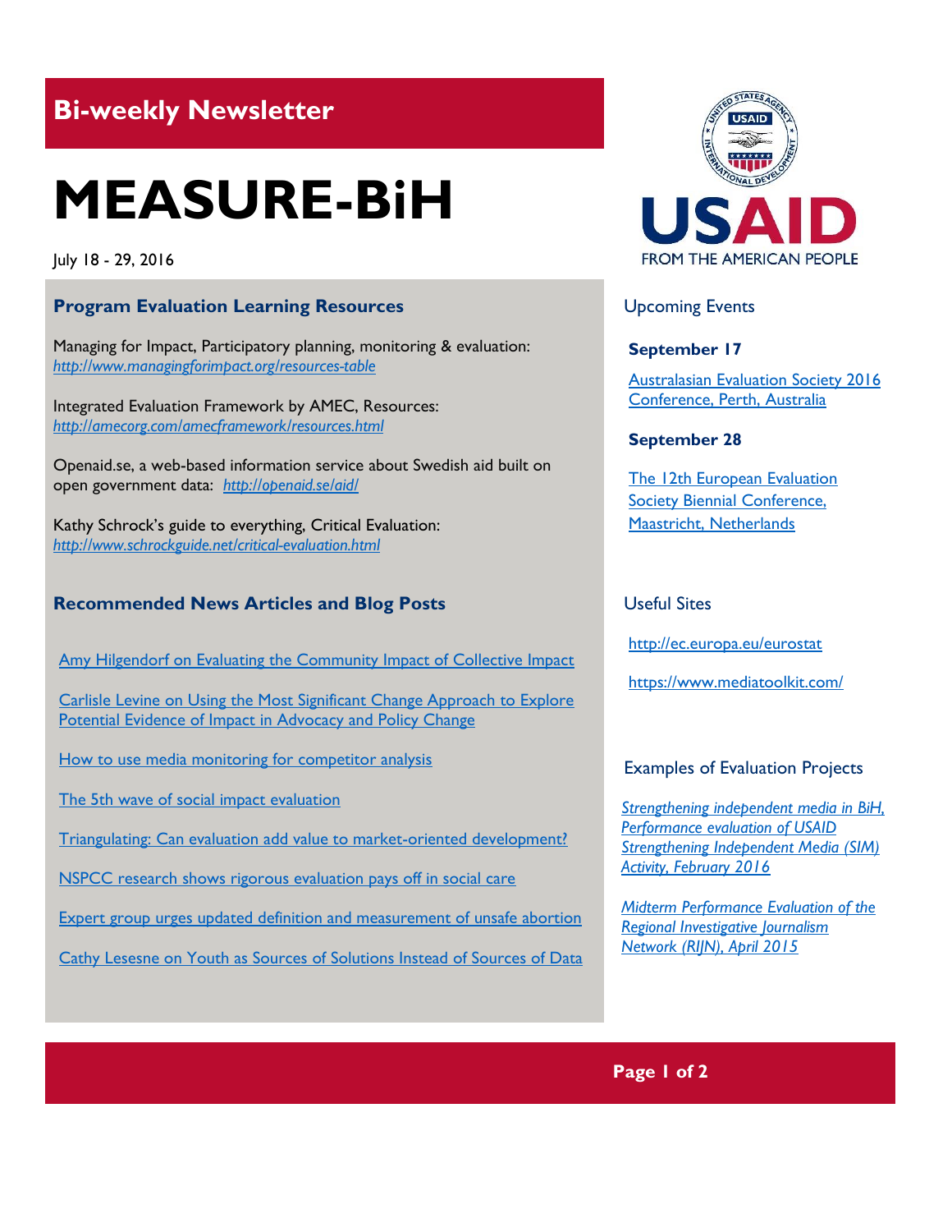## Bi-weekly Newsletter

# MEASURE-BiH

July 18 - 29, 2016

### Program Evaluation Learning Resources

Managing for Impact, Participatory planning, monitoring & evaluation: *http://www.managingforimpact.org/resources-table*

Integrated Evaluation Framework by AMEC, Resources: *http://amecorg.com/amecframework/resources.html*

Openaid.se, a web-based information service about Swedish aid built on open government data: *http://openaid.se/aid/*

Kathy Schrock's guide to everything, Critical Evaluation: *http://www.schrockguide.net/critical-evaluation.html*

### Recommended News Articles and Blog Posts

Amy Hilgendorf on Evaluating the Community Impact of Collective Impact

Carlisle Levine on Using the Most Significant Change Approach to Explore Potential Evidence of Impact in Advocacy and Policy Change

How to use media monitoring for competitor analysis

The 5th wave of social impact evaluation

Triangulating: Can evaluation add value to market-oriented development?

NSPCC research shows rigorous evaluation pays off in social care

Expert group urges updated definition and measurement of unsafe abortion

Cathy Lesesne on Youth as Sources of Solutions Instead of Sources of Data

USAID
FROM THE AMERICAN PEOPLE

### Upcoming Events

**September 17**

Australasian Evaluation Society 2016 Conference, Perth, Australia

**September 28**

The 12th European Evaluation Society Biennial Conference, Maastricht, Netherlands

### Useful Sites

http://ec.europa.eu/eurostat

https://www.mediatoolkit.com/

### Examples of Evaluation Projects

*Strengthening independent media in BiH, Performance evaluation of USAID Strengthening Independent Media (SIM) Activity, February 2016*

*Midterm Performance Evaluation of the Regional Investigative Journalism Network (RIJN), April 2015*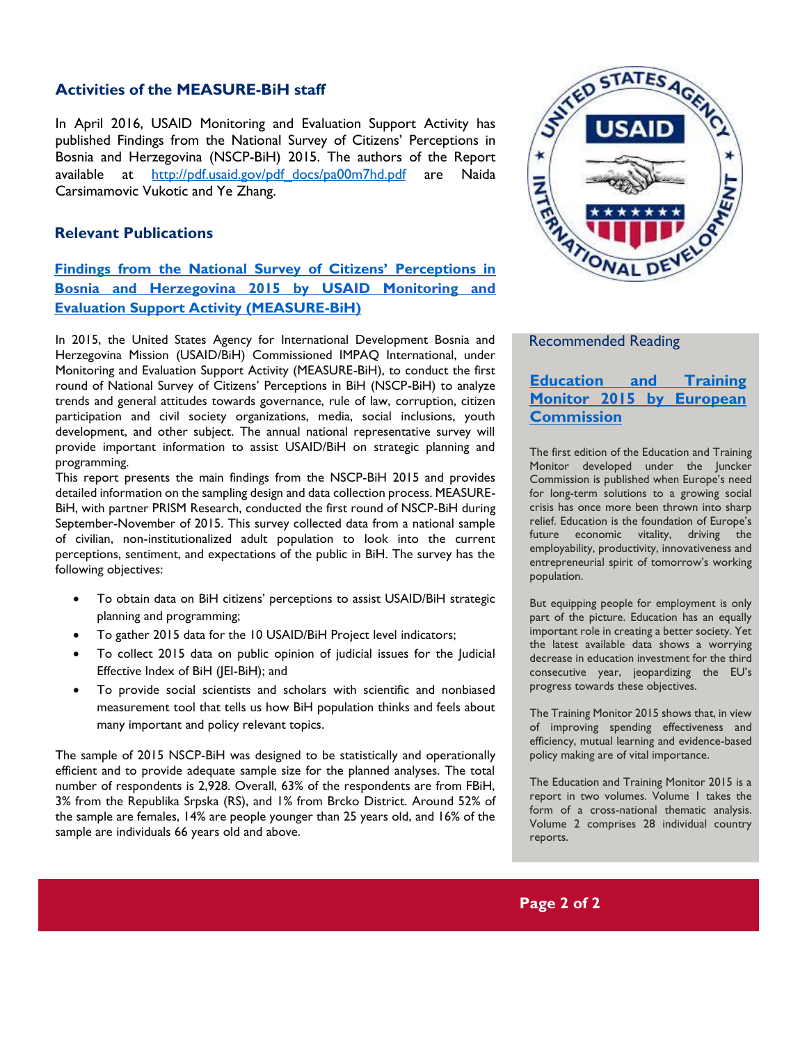## Activities of the MEASURE-BiH staff

In April 2016, USAID Monitoring and Evaluation Support Activity has published Findings from the National Survey of Citizens' Perceptions in Bosnia and Herzegovina (NSCP-BiH) 2015. The authors of the Report available at http://pdf.usaid.gov/pdf_docs/pa00m7hd.pdf are Naida Carsimamovic Vukotic and Ye Zhang.

## Relevant Publications

### Findings from the National Survey of Citizens' Perceptions in Bosnia and Herzegovina 2015 by USAID Monitoring and Evaluation Support Activity (MEASURE-BiH)

In 2015, the United States Agency for International Development Bosnia and Herzegovina Mission (USAID/BiH) Commissioned IMPAQ International, under Monitoring and Evaluation Support Activity (MEASURE-BiH), to conduct the first round of National Survey of Citizens' Perceptions in BiH (NSCP-BiH) to analyze trends and general attitudes towards governance, rule of law, corruption, citizen participation and civil society organizations, media, social inclusions, youth development, and other subject. The annual national representative survey will provide important information to assist USAID/BiH on strategic planning and programming.

This report presents the main findings from the NSCP-BiH 2015 and provides detailed information on the sampling design and data collection process. MEASURE-BiH, with partner PRISM Research, conducted the first round of NSCP-BiH during September-November of 2015. This survey collected data from a national sample of civilian, non-institutionalized adult population to look into the current perceptions, sentiment, and expectations of the public in BiH. The survey has the following objectives:

- To obtain data on BiH citizens' perceptions to assist USAID/BiH strategic planning and programming;
- To gather 2015 data for the 10 USAID/BiH Project level indicators;
- To collect 2015 data on public opinion of judicial issues for the Judicial Effective Index of BiH (JEI-BiH); and
- To provide social scientists and scholars with scientific and nonbiased measurement tool that tells us how BiH population thinks and feels about many important and policy relevant topics.

The sample of 2015 NSCP-BiH was designed to be statistically and operationally efficient and to provide adequate sample size for the planned analyses. The total number of respondents is 2,928. Overall, 63% of the respondents are from FBiH, 3% from the Republika Srpska (RS), and 1% from Brcko District. Around 52% of the sample are females, 14% are people younger than 25 years old, and 16% of the sample are individuals 66 years old and above.

## Recommended Reading

### Education and Training Monitor 2015 by European Commission

The first edition of the Education and Training Monitor developed under the Juncker Commission is published when Europe's need for long-term solutions to a growing social crisis has once more been thrown into sharp relief. Education is the foundation of Europe's future economic vitality, driving the employability, productivity, innovativeness and entrepreneurial spirit of tomorrow's working population.

But equipping people for employment is only part of the picture. Education has an equally important role in creating a better society. Yet the latest available data shows a worrying decrease in education investment for the third consecutive year, jeopardizing the EU's progress towards these objectives.

The Training Monitor 2015 shows that, in view of improving spending effectiveness and efficiency, mutual learning and evidence-based policy making are of vital importance.

The Education and Training Monitor 2015 is a report in two volumes. Volume I takes the form of a cross-national thematic analysis. Volume 2 comprises 28 individual country reports.